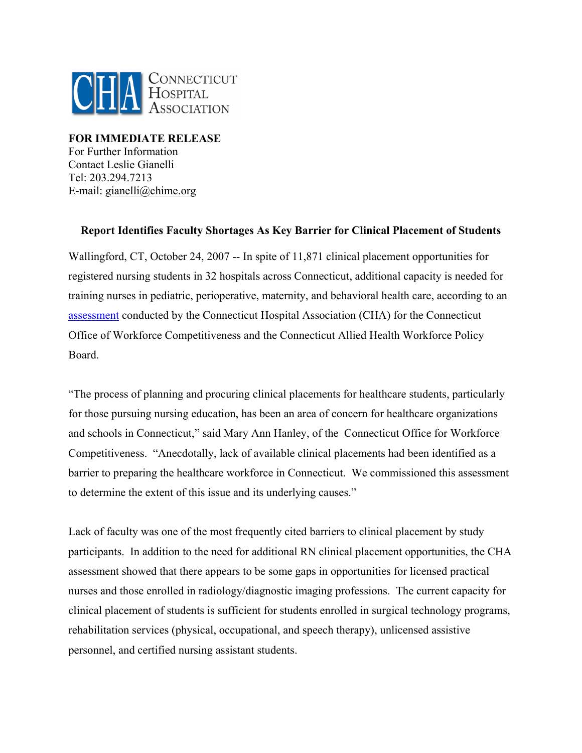CHA Connecticut Hospital Association

**FOR IMMEDIATE RELEASE**
For Further Information
Contact Leslie Gianelli
Tel: 203.294.7213
E-mail: gianelli@chime.org

## Report Identifies Faculty Shortages As Key Barrier for Clinical Placement of Students

Wallingford, CT, October 24, 2007 -- In spite of 11,871 clinical placement opportunities for registered nursing students in 32 hospitals across Connecticut, additional capacity is needed for training nurses in pediatric, perioperative, maternity, and behavioral health care, according to an assessment conducted by the Connecticut Hospital Association (CHA) for the Connecticut Office of Workforce Competitiveness and the Connecticut Allied Health Workforce Policy Board.

"The process of planning and procuring clinical placements for healthcare students, particularly for those pursuing nursing education, has been an area of concern for healthcare organizations and schools in Connecticut," said Mary Ann Hanley, of the Connecticut Office for Workforce Competitiveness. "Anecdotally, lack of available clinical placements had been identified as a barrier to preparing the healthcare workforce in Connecticut. We commissioned this assessment to determine the extent of this issue and its underlying causes."

Lack of faculty was one of the most frequently cited barriers to clinical placement by study participants. In addition to the need for additional RN clinical placement opportunities, the CHA assessment showed that there appears to be some gaps in opportunities for licensed practical nurses and those enrolled in radiology/diagnostic imaging professions. The current capacity for clinical placement of students is sufficient for students enrolled in surgical technology programs, rehabilitation services (physical, occupational, and speech therapy), unlicensed assistive personnel, and certified nursing assistant students.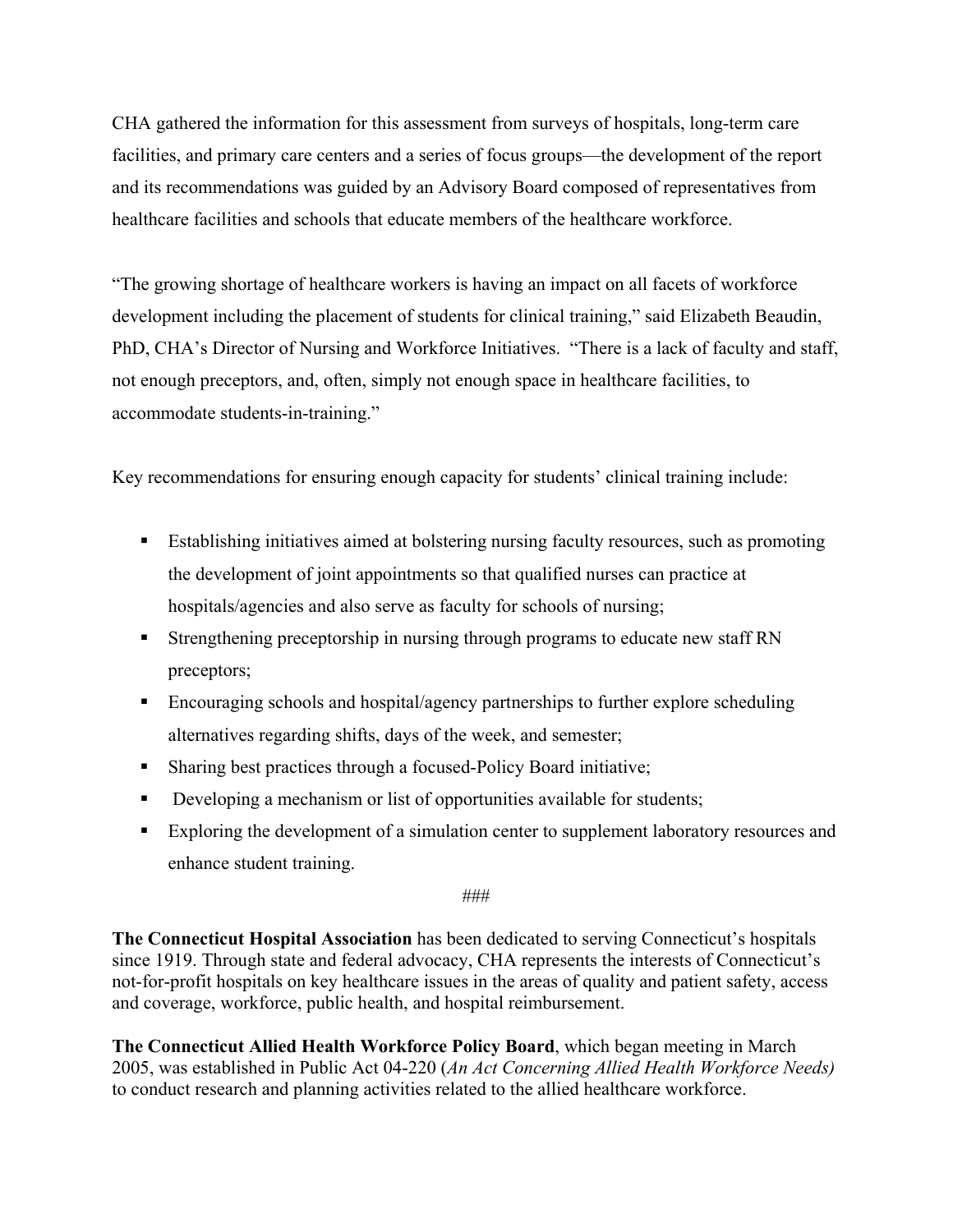CHA gathered the information for this assessment from surveys of hospitals, long-term care facilities, and primary care centers and a series of focus groups—the development of the report and its recommendations was guided by an Advisory Board composed of representatives from healthcare facilities and schools that educate members of the healthcare workforce.

"The growing shortage of healthcare workers is having an impact on all facets of workforce development including the placement of students for clinical training," said Elizabeth Beaudin, PhD, CHA's Director of Nursing and Workforce Initiatives. "There is a lack of faculty and staff, not enough preceptors, and, often, simply not enough space in healthcare facilities, to accommodate students-in-training."

Key recommendations for ensuring enough capacity for students' clinical training include:

- Establishing initiatives aimed at bolstering nursing faculty resources, such as promoting the development of joint appointments so that qualified nurses can practice at hospitals/agencies and also serve as faculty for schools of nursing;
- Strengthening preceptorship in nursing through programs to educate new staff RN preceptors;
- Encouraging schools and hospital/agency partnerships to further explore scheduling alternatives regarding shifts, days of the week, and semester;
- Sharing best practices through a focused-Policy Board initiative;
- Developing a mechanism or list of opportunities available for students;
- Exploring the development of a simulation center to supplement laboratory resources and enhance student training.

###

**The Connecticut Hospital Association** has been dedicated to serving Connecticut's hospitals since 1919. Through state and federal advocacy, CHA represents the interests of Connecticut's not-for-profit hospitals on key healthcare issues in the areas of quality and patient safety, access and coverage, workforce, public health, and hospital reimbursement.

**The Connecticut Allied Health Workforce Policy Board**, which began meeting in March 2005, was established in Public Act 04-220 (*An Act Concerning Allied Health Workforce Needs)* to conduct research and planning activities related to the allied healthcare workforce.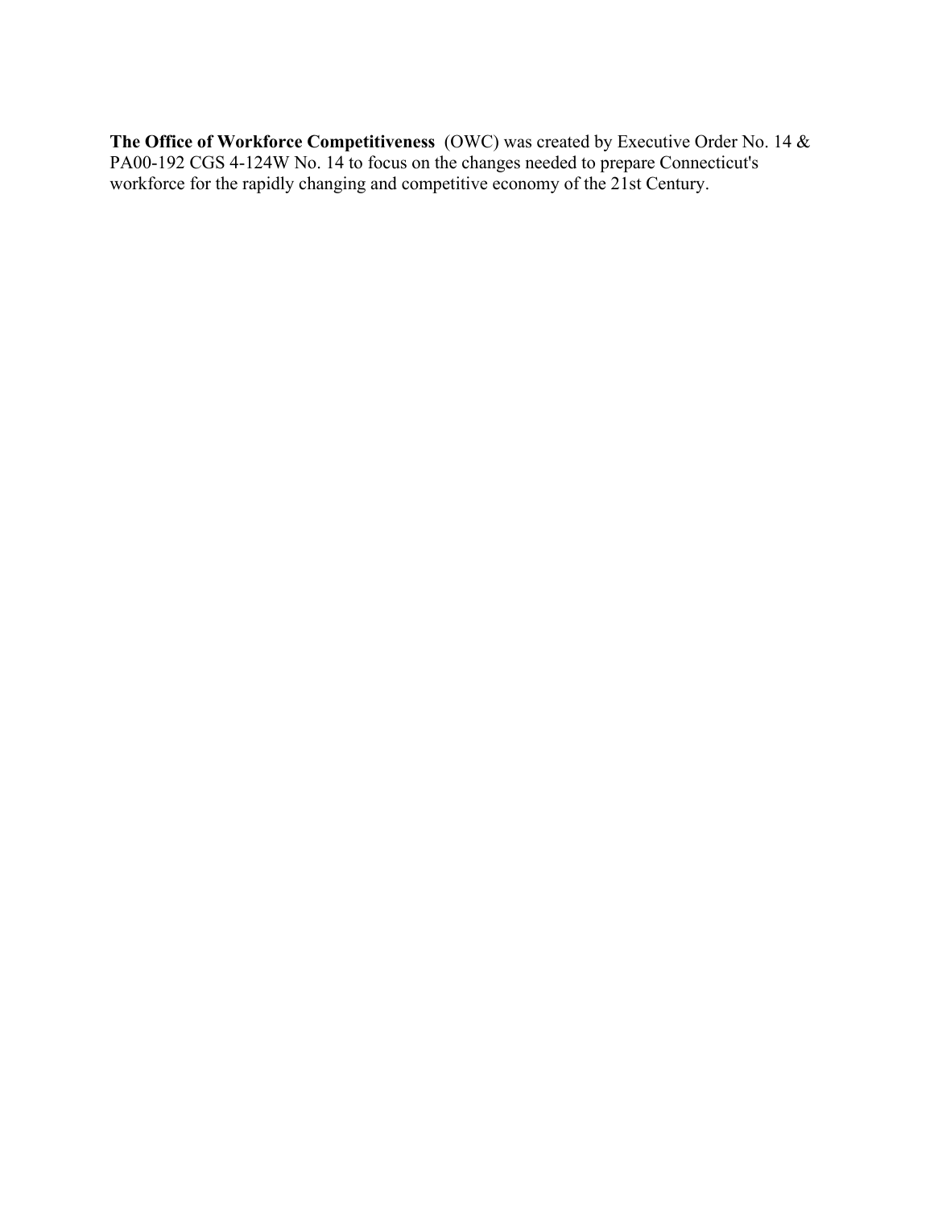**The Office of Workforce Competitiveness** (OWC) was created by Executive Order No. 14 & PA00-192 CGS 4-124W No. 14 to focus on the changes needed to prepare Connecticut's workforce for the rapidly changing and competitive economy of the 21st Century.